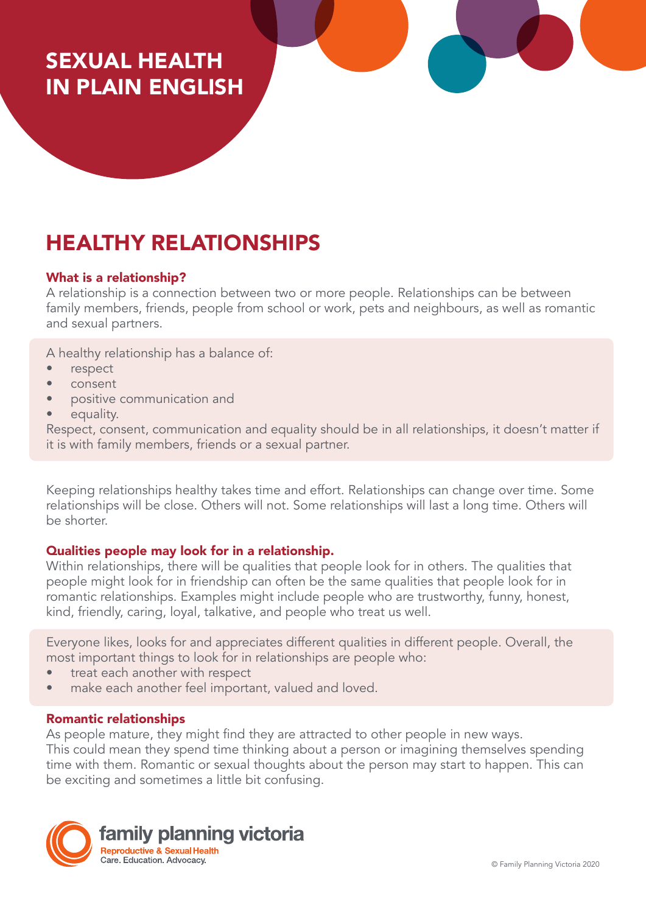# SEXUAL HEALTH IN PLAIN ENGLISH

## HEALTHY RELATIONSHIPS

### What is a relationship?

A relationship is a connection between two or more people. Relationships can be between family members, friends, people from school or work, pets and neighbours, as well as romantic and sexual partners.

A healthy relationship has a balance of:

- respect
- consent
- positive communication and
- equality.

Respect, consent, communication and equality should be in all relationships, it doesn't matter if it is with family members, friends or a sexual partner.

Keeping relationships healthy takes time and effort. Relationships can change over time. Some relationships will be close. Others will not. Some relationships will last a long time. Others will be shorter.

### Qualities people may look for in a relationship.

Within relationships, there will be qualities that people look for in others. The qualities that people might look for in friendship can often be the same qualities that people look for in romantic relationships. Examples might include people who are trustworthy, funny, honest, kind, friendly, caring, loyal, talkative, and people who treat us well.

Everyone likes, looks for and appreciates different qualities in different people. Overall, the most important things to look for in relationships are people who:

- treat each another with respect
- make each another feel important, valued and loved.

### Romantic relationships

As people mature, they might find they are attracted to other people in new ways. This could mean they spend time thinking about a person or imagining themselves spending time with them. Romantic or sexual thoughts about the person may start to happen. This can be exciting and sometimes a little bit confusing.

family planning victoria
Reproductive & Sexual Health
Care. Education. Advocacy.

© Family Planning Victoria 2020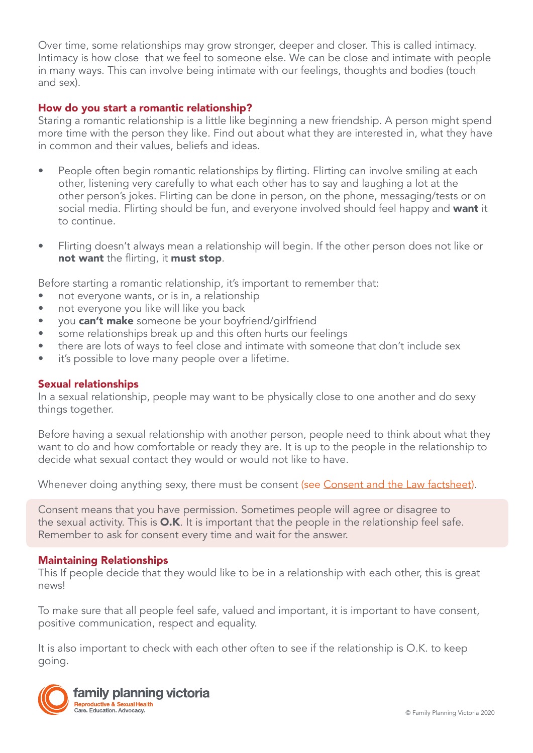Over time, some relationships may grow stronger, deeper and closer. This is called intimacy. Intimacy is how close  that we feel to someone else. We can be close and intimate with people in many ways. This can involve being intimate with our feelings, thoughts and bodies (touch and sex).

### How do you start a romantic relationship?

Staring a romantic relationship is a little like beginning a new friendship. A person might spend more time with the person they like. Find out about what they are interested in, what they have in common and their values, beliefs and ideas.

- People often begin romantic relationships by flirting. Flirting can involve smiling at each other, listening very carefully to what each other has to say and laughing a lot at the other person's jokes. Flirting can be done in person, on the phone, messaging/tests or on social media. Flirting should be fun, and everyone involved should feel happy and **want** it to continue.
- Flirting doesn't always mean a relationship will begin. If the other person does not like or **not want** the flirting, it **must stop**.

Before starting a romantic relationship, it's important to remember that:

- not everyone wants, or is in, a relationship
- not everyone you like will like you back
- you **can't make** someone be your boyfriend/girlfriend
- some relationships break up and this often hurts our feelings
- there are lots of ways to feel close and intimate with someone that don't include sex
- it's possible to love many people over a lifetime.

### Sexual relationships

In a sexual relationship, people may want to be physically close to one another and do sexy things together.

Before having a sexual relationship with another person, people need to think about what they want to do and how comfortable or ready they are. It is up to the people in the relationship to decide what sexual contact they would or would not like to have.

Whenever doing anything sexy, there must be consent (see Consent and the Law factsheet).

Consent means that you have permission. Sometimes people will agree or disagree to the sexual activity. This is **O.K**. It is important that the people in the relationship feel safe. Remember to ask for consent every time and wait for the answer.

### Maintaining Relationships

This If people decide that they would like to be in a relationship with each other, this is great news!

To make sure that all people feel safe, valued and important, it is important to have consent, positive communication, respect and equality.

It is also important to check with each other often to see if the relationship is O.K. to keep going.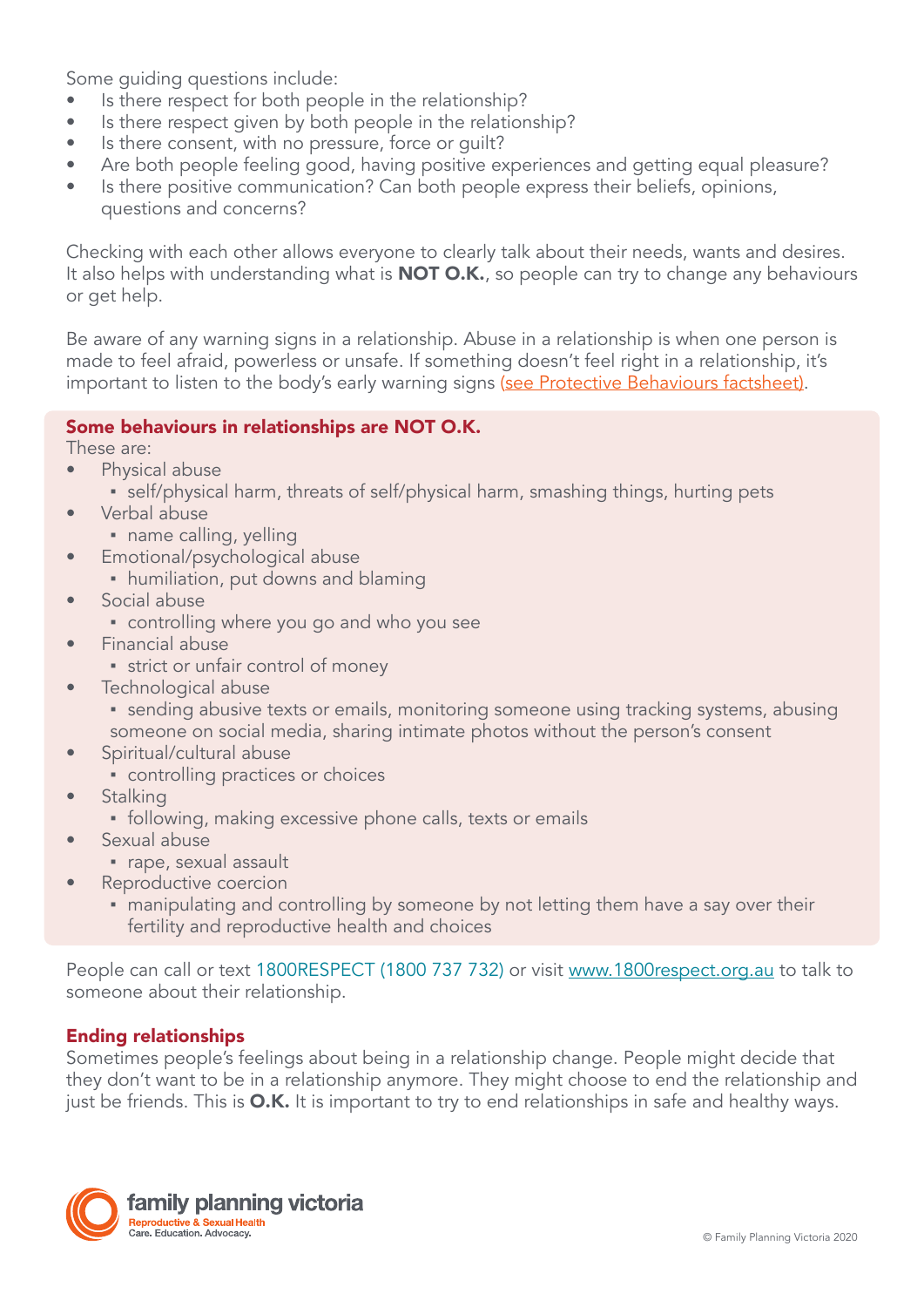Some guiding questions include:

- Is there respect for both people in the relationship?
- Is there respect given by both people in the relationship?
- Is there consent, with no pressure, force or guilt?
- Are both people feeling good, having positive experiences and getting equal pleasure?
- Is there positive communication? Can both people express their beliefs, opinions, questions and concerns?

Checking with each other allows everyone to clearly talk about their needs, wants and desires. It also helps with understanding what is **NOT O.K.**, so people can try to change any behaviours or get help.

Be aware of any warning signs in a relationship. Abuse in a relationship is when one person is made to feel afraid, powerless or unsafe. If something doesn't feel right in a relationship, it's important to listen to the body's early warning signs (see Protective Behaviours factsheet).

### Some behaviours in relationships are NOT O.K.

These are:

- Physical abuse
  - self/physical harm, threats of self/physical harm, smashing things, hurting pets
- Verbal abuse
  - name calling, yelling
- Emotional/psychological abuse
  - humiliation, put downs and blaming
- Social abuse
  - controlling where you go and who you see
- Financial abuse
  - strict or unfair control of money
- Technological abuse
  - sending abusive texts or emails, monitoring someone using tracking systems, abusing someone on social media, sharing intimate photos without the person's consent
- Spiritual/cultural abuse
  - controlling practices or choices
- Stalking
  - following, making excessive phone calls, texts or emails
- Sexual abuse
  - rape, sexual assault
- Reproductive coercion
  - manipulating and controlling by someone by not letting them have a say over their fertility and reproductive health and choices

People can call or text 1800RESPECT (1800 737 732) or visit www.1800respect.org.au to talk to someone about their relationship.

### Ending relationships

Sometimes people's feelings about being in a relationship change. People might decide that they don't want to be in a relationship anymore. They might choose to end the relationship and just be friends. This is **O.K.** It is important to try to end relationships in safe and healthy ways.

family planning victoria
Reproductive & Sexual Health
Care. Education. Advocacy.

© Family Planning Victoria 2020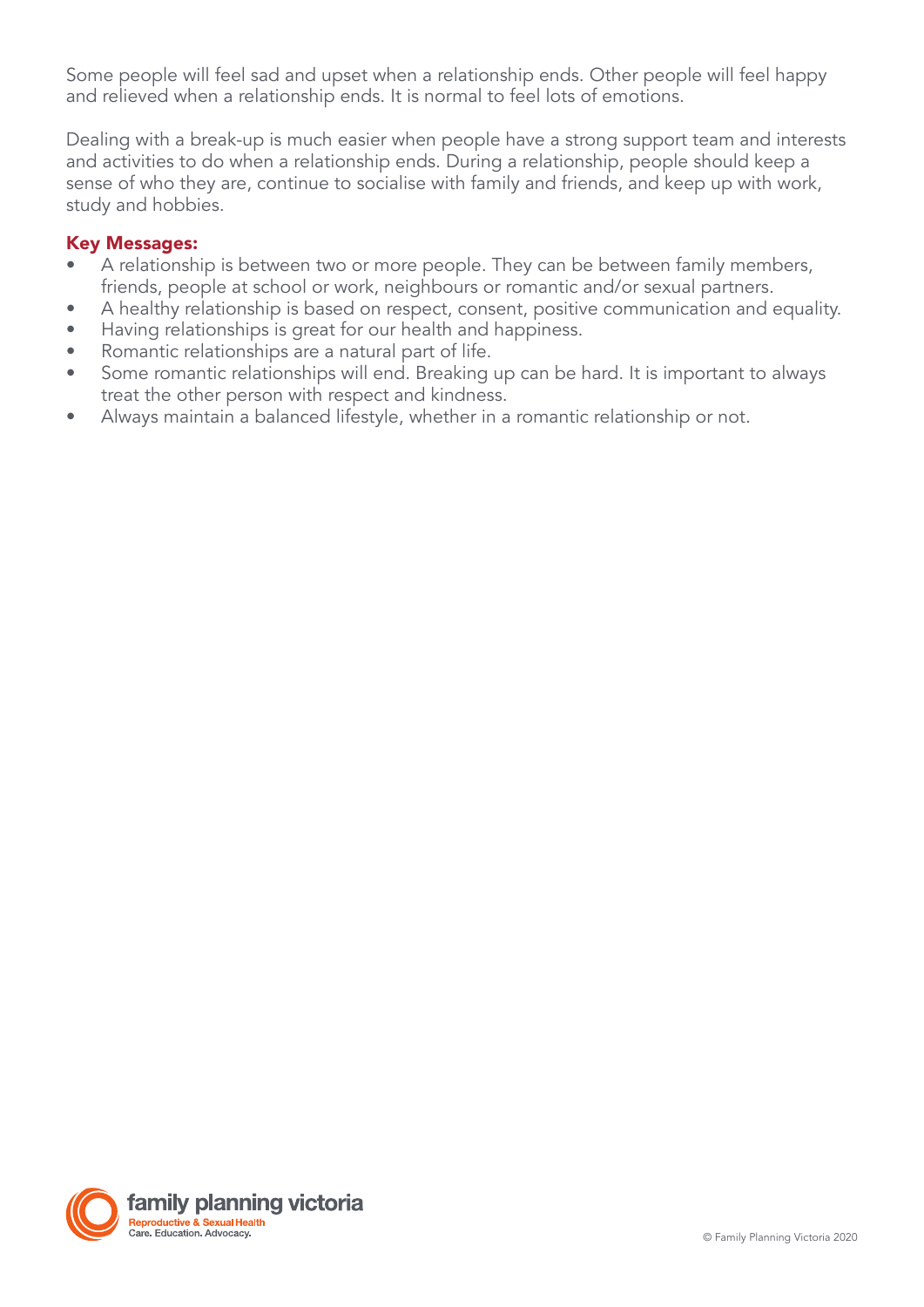Some people will feel sad and upset when a relationship ends. Other people will feel happy and relieved when a relationship ends. It is normal to feel lots of emotions.

Dealing with a break-up is much easier when people have a strong support team and interests and activities to do when a relationship ends. During a relationship, people should keep a sense of who they are, continue to socialise with family and friends, and keep up with work, study and hobbies.

**Key Messages:**

- A relationship is between two or more people. They can be between family members, friends, people at school or work, neighbours or romantic and/or sexual partners.
- A healthy relationship is based on respect, consent, positive communication and equality.
- Having relationships is great for our health and happiness.
- Romantic relationships are a natural part of life.
- Some romantic relationships will end. Breaking up can be hard. It is important to always treat the other person with respect and kindness.
- Always maintain a balanced lifestyle, whether in a romantic relationship or not.